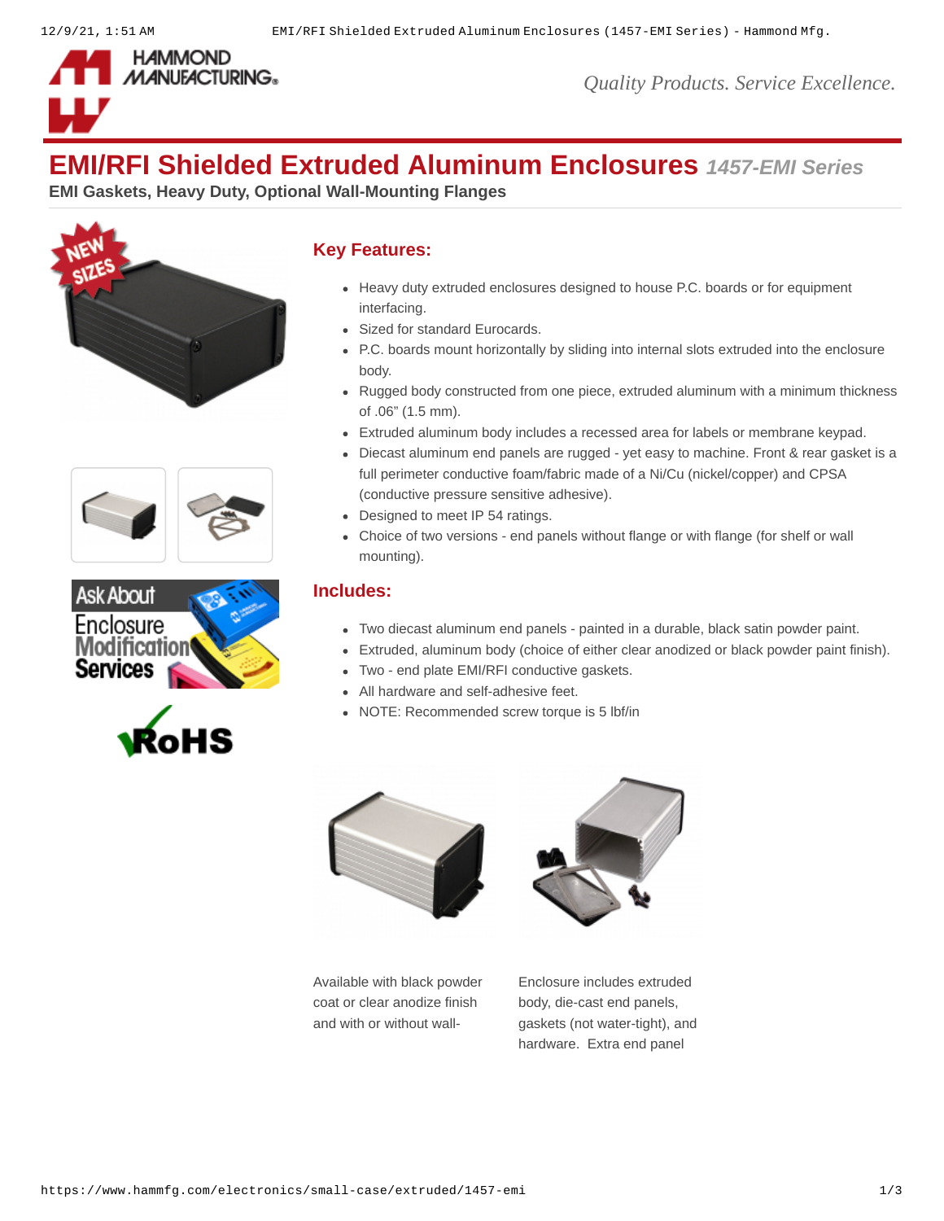# EMI/RFI Shielded Extruded Aluminum Enclosures *1457-EMI Series*

**EMI Gaskets, Heavy Duty, Optional Wall-Mounting Flanges**

## Key Features:

- Heavy duty extruded enclosures designed to house P.C. boards or for equipment interfacing.
- Sized for standard Eurocards.
- P.C. boards mount horizontally by sliding into internal slots extruded into the enclosure body.
- Rugged body constructed from one piece, extruded aluminum with a minimum thickness of .06" (1.5 mm).
- Extruded aluminum body includes a recessed area for labels or membrane keypad.
- Diecast aluminum end panels are rugged - yet easy to machine. Front & rear gasket is a full perimeter conductive foam/fabric made of a Ni/Cu (nickel/copper) and CPSA (conductive pressure sensitive adhesive).
- Designed to meet IP 54 ratings.
- Choice of two versions - end panels without flange or with flange (for shelf or wall mounting).

## Includes:

- Two diecast aluminum end panels - painted in a durable, black satin powder paint.
- Extruded, aluminum body (choice of either clear anodized or black powder paint finish).
- Two - end plate EMI/RFI conductive gaskets.
- All hardware and self-adhesive feet.
- NOTE: Recommended screw torque is 5 lbf/in

Available with black powder coat or clear anodize finish and with or without wall-

Enclosure includes extruded body, die-cast end panels, gaskets (not water-tight), and hardware. Extra end panel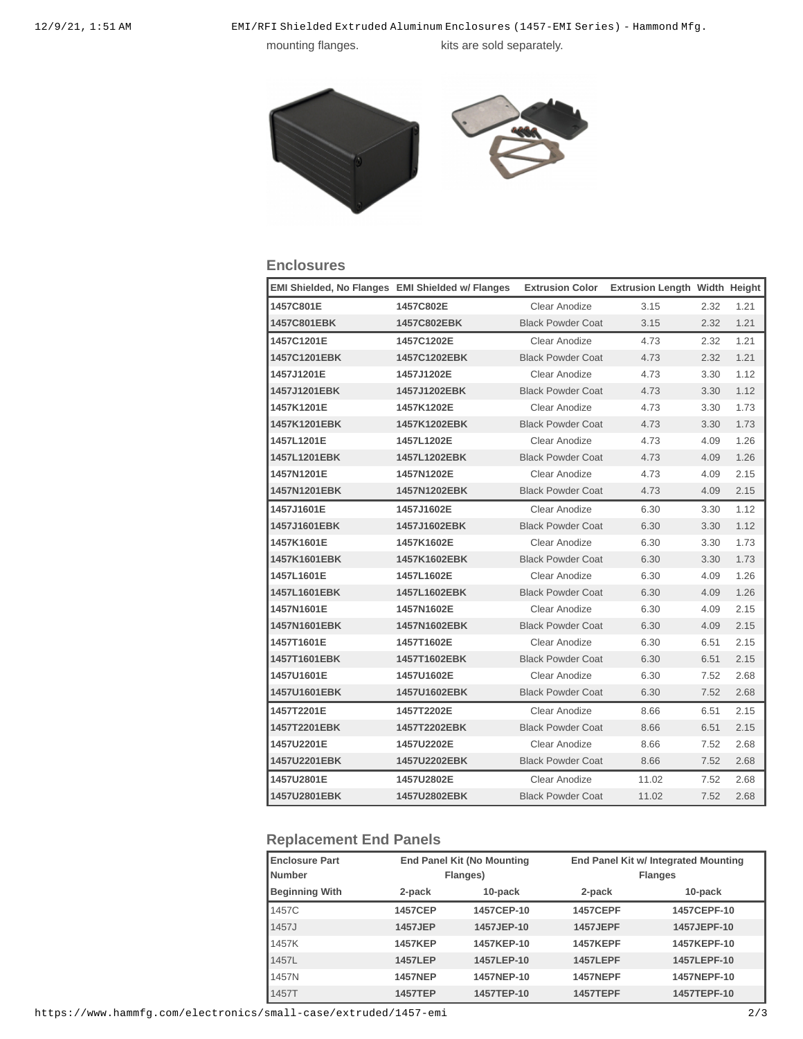mounting flanges. kits are sold separately.

## Enclosures

| EMI Shielded, No Flanges | EMI Shielded w/ Flanges | Extrusion Color | Extrusion Length | Width | Height |
|---|---|---|---|---|---|
| **1457C801E** | **1457C802E** | Clear Anodize | 3.15 | 2.32 | 1.21 |
| **1457C801EBK** | **1457C802EBK** | Black Powder Coat | 3.15 | 2.32 | 1.21 |
| **1457C1201E** | **1457C1202E** | Clear Anodize | 4.73 | 2.32 | 1.21 |
| **1457C1201EBK** | **1457C1202EBK** | Black Powder Coat | 4.73 | 2.32 | 1.21 |
| **1457J1201E** | **1457J1202E** | Clear Anodize | 4.73 | 3.30 | 1.12 |
| **1457J1201EBK** | **1457J1202EBK** | Black Powder Coat | 4.73 | 3.30 | 1.12 |
| **1457K1201E** | **1457K1202E** | Clear Anodize | 4.73 | 3.30 | 1.73 |
| **1457K1201EBK** | **1457K1202EBK** | Black Powder Coat | 4.73 | 3.30 | 1.73 |
| **1457L1201E** | **1457L1202E** | Clear Anodize | 4.73 | 4.09 | 1.26 |
| **1457L1201EBK** | **1457L1202EBK** | Black Powder Coat | 4.73 | 4.09 | 1.26 |
| **1457N1201E** | **1457N1202E** | Clear Anodize | 4.73 | 4.09 | 2.15 |
| **1457N1201EBK** | **1457N1202EBK** | Black Powder Coat | 4.73 | 4.09 | 2.15 |
| **1457J1601E** | **1457J1602E** | Clear Anodize | 6.30 | 3.30 | 1.12 |
| **1457J1601EBK** | **1457J1602EBK** | Black Powder Coat | 6.30 | 3.30 | 1.12 |
| **1457K1601E** | **1457K1602E** | Clear Anodize | 6.30 | 3.30 | 1.73 |
| **1457K1601EBK** | **1457K1602EBK** | Black Powder Coat | 6.30 | 3.30 | 1.73 |
| **1457L1601E** | **1457L1602E** | Clear Anodize | 6.30 | 4.09 | 1.26 |
| **1457L1601EBK** | **1457L1602EBK** | Black Powder Coat | 6.30 | 4.09 | 1.26 |
| **1457N1601E** | **1457N1602E** | Clear Anodize | 6.30 | 4.09 | 2.15 |
| **1457N1601EBK** | **1457N1602EBK** | Black Powder Coat | 6.30 | 4.09 | 2.15 |
| **1457T1601E** | **1457T1602E** | Clear Anodize | 6.30 | 6.51 | 2.15 |
| **1457T1601EBK** | **1457T1602EBK** | Black Powder Coat | 6.30 | 6.51 | 2.15 |
| **1457U1601E** | **1457U1602E** | Clear Anodize | 6.30 | 7.52 | 2.68 |
| **1457U1601EBK** | **1457U1602EBK** | Black Powder Coat | 6.30 | 7.52 | 2.68 |
| **1457T2201E** | **1457T2202E** | Clear Anodize | 8.66 | 6.51 | 2.15 |
| **1457T2201EBK** | **1457T2202EBK** | Black Powder Coat | 8.66 | 6.51 | 2.15 |
| **1457U2201E** | **1457U2202E** | Clear Anodize | 8.66 | 7.52 | 2.68 |
| **1457U2201EBK** | **1457U2202EBK** | Black Powder Coat | 8.66 | 7.52 | 2.68 |
| **1457U2801E** | **1457U2802E** | Clear Anodize | 11.02 | 7.52 | 2.68 |
| **1457U2801EBK** | **1457U2802EBK** | Black Powder Coat | 11.02 | 7.52 | 2.68 |

## Replacement End Panels

| Enclosure Part Number | End Panel Kit (No Mounting Flanges) | | End Panel Kit w/ Integrated Mounting Flanges | |
|---|---|---|---|---|
| Beginning With | 2-pack | 10-pack | 2-pack | 10-pack |
| 1457C | **1457CEP** | **1457CEP-10** | **1457CEPF** | **1457CEPF-10** |
| 1457J | **1457JEP** | **1457JEP-10** | **1457JEPF** | **1457JEPF-10** |
| 1457K | **1457KEP** | **1457KEP-10** | **1457KEPF** | **1457KEPF-10** |
| 1457L | **1457LEP** | **1457LEP-10** | **1457LEPF** | **1457LEPF-10** |
| 1457N | **1457NEP** | **1457NEP-10** | **1457NEPF** | **1457NEPF-10** |
| 1457T | **1457TEP** | **1457TEP-10** | **1457TEPF** | **1457TEPF-10** |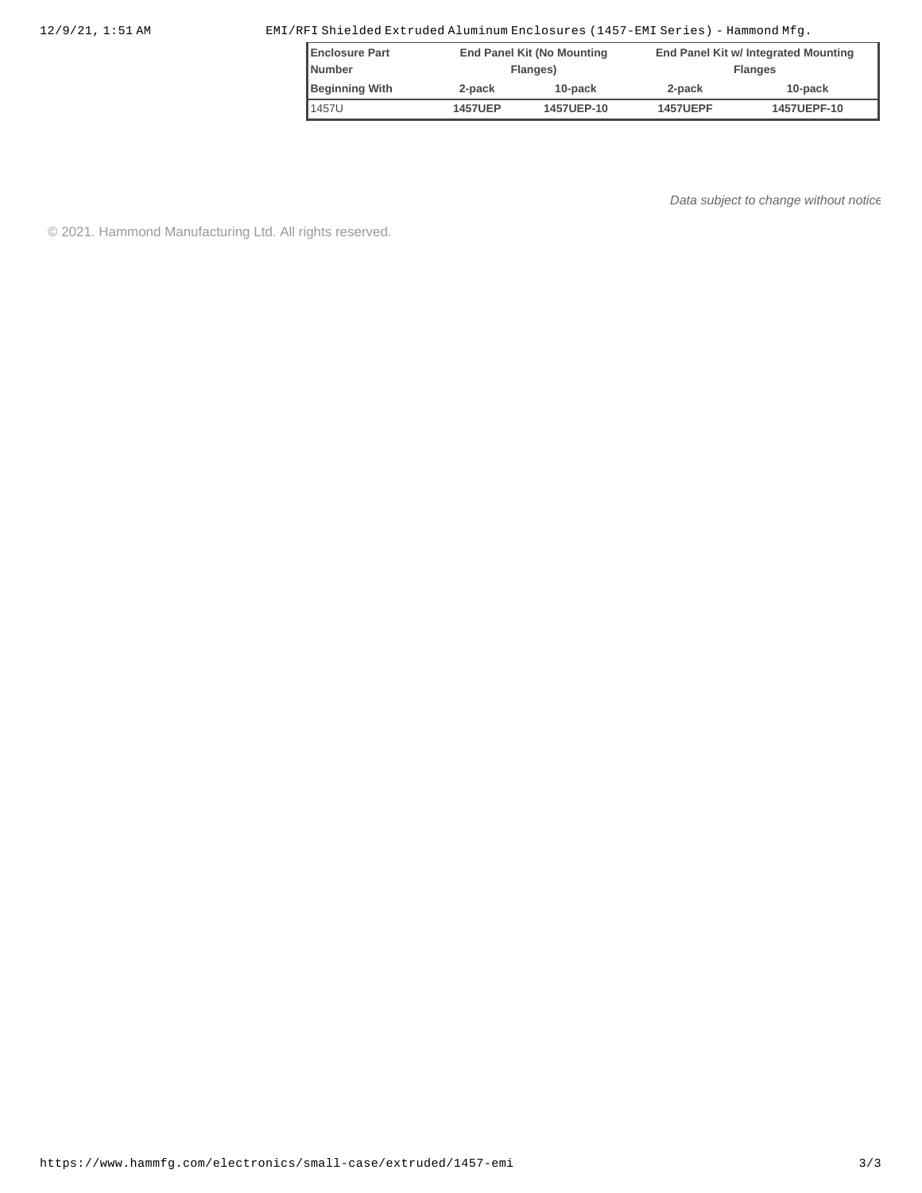| Enclosure Part Number | End Panel Kit (No Mounting Flanges) | | End Panel Kit w/ Integrated Mounting Flanges | |
|---|---|---|---|---|
| Beginning With | 2-pack | 10-pack | 2-pack | 10-pack |
| 1457U | **1457UEP** | **1457UEP-10** | **1457UEPF** | **1457UEPF-10** |

*Data subject to change without notice*

© 2021. Hammond Manufacturing Ltd. All rights reserved.